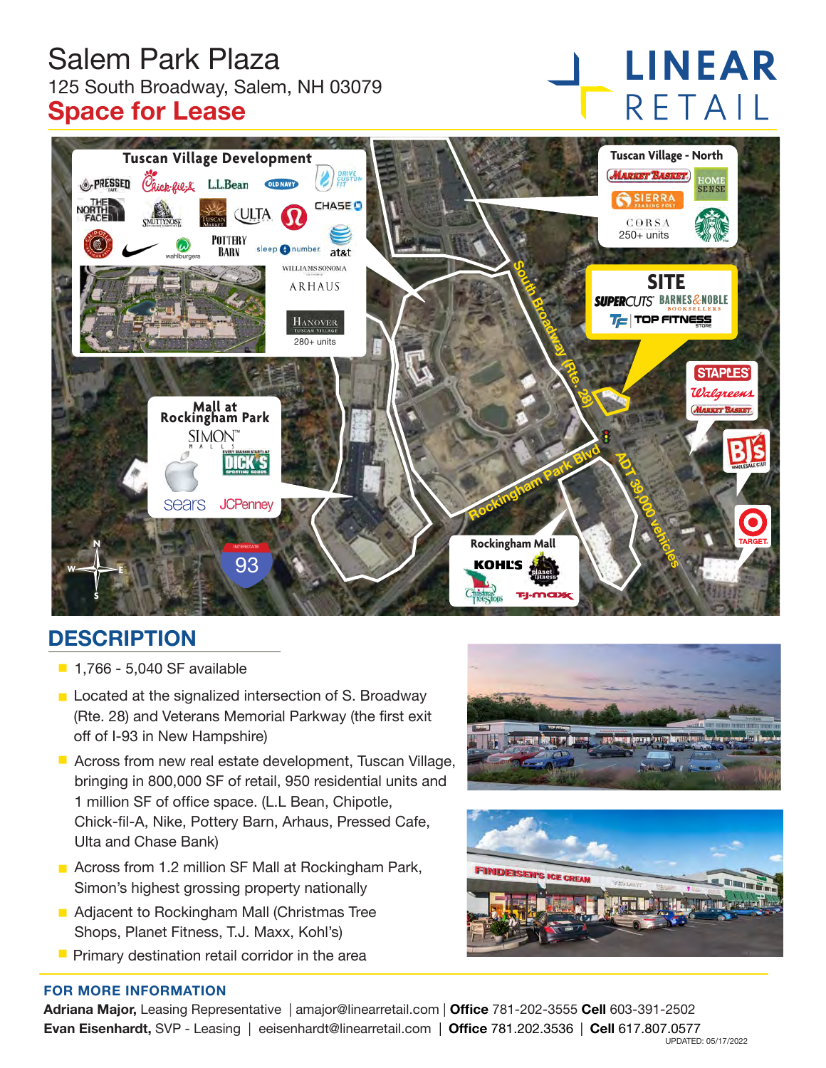# Salem Park Plaza

125 South Broadway, Salem, NH 03079

## Space for Lease

LINEAR RETAIL

Tuscan Village Development

Pressed Cafe, Chick-fil-A, L.L.Bean, Old Navy, Drive Custom Fit, The North Face, Smuttynose, Tuscan Market, Ulta, Lululemon, Chase, Chipotle, Nike, Wahlburgers, Pottery Barn, Sleep Number, at&t, Williams Sonoma, Arhaus

Hanover Tuscan Village 280+ units

Tuscan Village - North

Market Basket, HomeSense, Sierra Trading Post, Corsa 250+ units, Starbucks

SITE

Supercuts, Barnes & Noble Booksellers, TF Top Fitness Store

South Broadway (Rte. 28)

Staples, Walgreens, Market Basket, BJ's Wholesale Club, Target

Mall at Rockingham Park

Simon Malls, Apple, Dick's Sporting Goods, Sears, JCPenney

Rockingham Park Blvd

ADT 39,000 vehicles

Interstate 93

Rockingham Mall

Kohl's, Planet Fitness, Christmas Tree Shops, TJ Maxx

## DESCRIPTION

- 1,766 - 5,040 SF available
- Located at the signalized intersection of S. Broadway (Rte. 28) and Veterans Memorial Parkway (the first exit off of I-93 in New Hampshire)
- Across from new real estate development, Tuscan Village, bringing in 800,000 SF of retail, 950 residential units and 1 million SF of office space. (L.L Bean, Chipotle, Chick-fil-A, Nike, Pottery Barn, Arhaus, Pressed Cafe, Ulta and Chase Bank)
- Across from 1.2 million SF Mall at Rockingham Park, Simon's highest grossing property nationally
- Adjacent to Rockingham Mall (Christmas Tree Shops, Planet Fitness, T.J. Maxx, Kohl's)
- Primary destination retail corridor in the area

### FOR MORE INFORMATION

**Adriana Major,** Leasing Representative | amajor@linearretail.com | **Office** 781-202-3555 **Cell** 603-391-2502

**Evan Eisenhardt,** SVP - Leasing | eeisenhardt@linearretail.com | **Office** 781.202.3536 | **Cell** 617.807.0577

UPDATED: 05/17/2022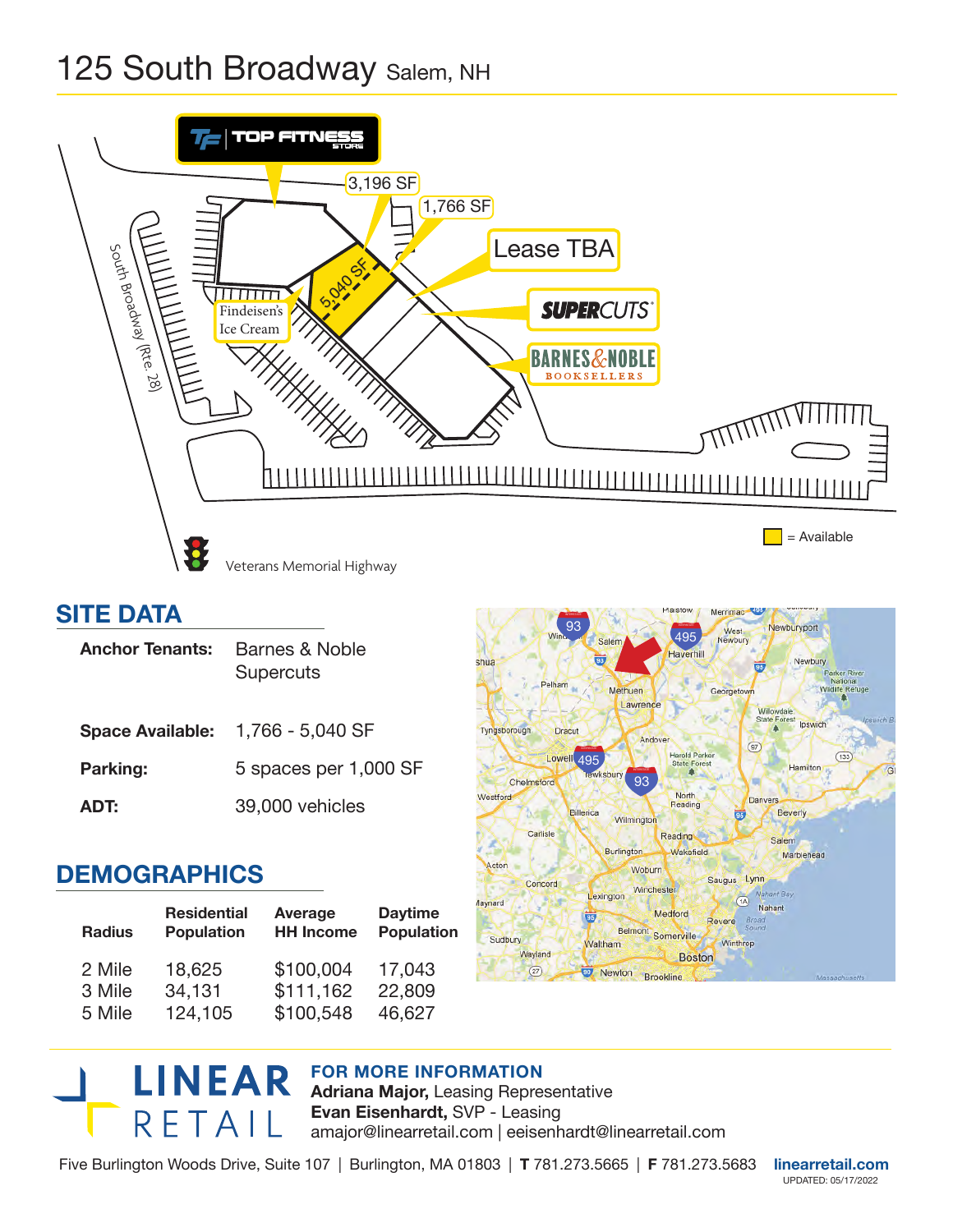# 125 South Broadway Salem, NH

TOP FITNESS STORE

3,196 SF

1,766 SF

Lease TBA

5,040 SF

SUPERCUTS

BARNES & NOBLE BOOKSELLERS

Findeisen's Ice Cream

South Broadway (Rte. 28)

Veterans Memorial Highway

= Available

## SITE DATA

| | |
|---|---|
| **Anchor Tenants:** | Barnes & Noble<br>Supercuts |
| **Space Available:** | 1,766 - 5,040 SF |
| **Parking:** | 5 spaces per 1,000 SF |
| **ADT:** | 39,000 vehicles |

## DEMOGRAPHICS

| Radius | Residential Population | Average HH Income | Daytime Population |
|---|---|---|---|
| 2 Mile | 18,625 | $100,004 | 17,043 |
| 3 Mile | 34,131 | $111,162 | 22,809 |
| 5 Mile | 124,105 | $100,548 | 46,627 |

LINEAR RETAIL

**FOR MORE INFORMATION**

**Adriana Major,** Leasing Representative

**Evan Eisenhardt,** SVP - Leasing

amajor@linearretail.com | eeisenhardt@linearretail.com

Five Burlington Woods Drive, Suite 107 | Burlington, MA 01803 | **T** 781.273.5665 | **F** 781.273.5683 **linearretail.com**

UPDATED: 05/17/2022